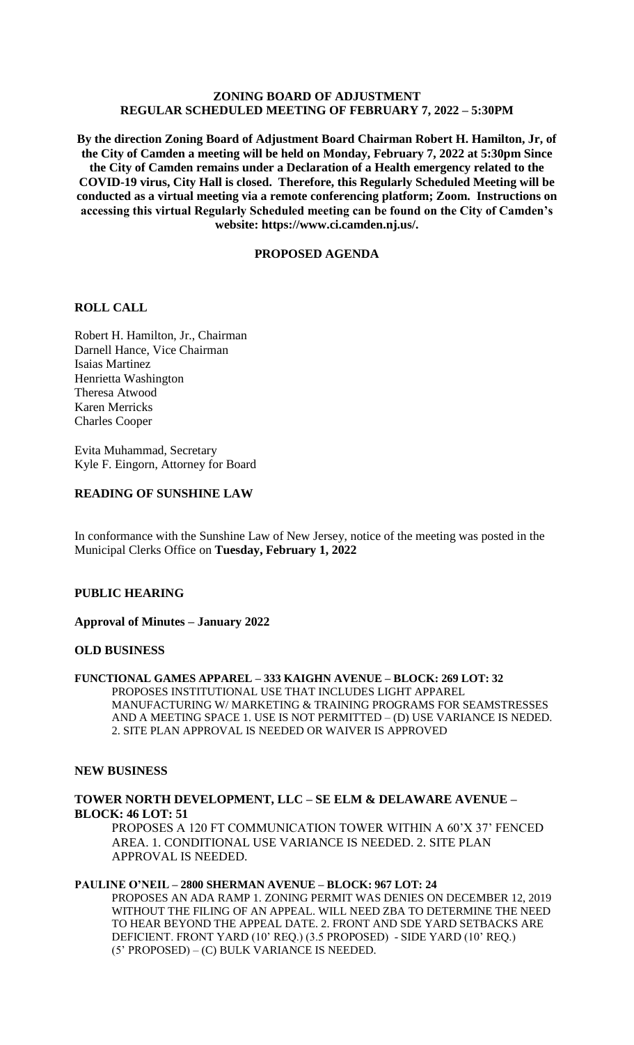# ZONING BOARD OF ADJUSTMENT
## REGULAR SCHEDULED MEETING OF FEBRUARY 7, 2022 – 5:30PM

**By the direction Zoning Board of Adjustment Board Chairman Robert H. Hamilton, Jr, of the City of Camden a meeting will be held on Monday, February 7, 2022 at 5:30pm Since the City of Camden remains under a Declaration of a Health emergency related to the COVID-19 virus, City Hall is closed. Therefore, this Regularly Scheduled Meeting will be conducted as a virtual meeting via a remote conferencing platform; Zoom. Instructions on accessing this virtual Regularly Scheduled meeting can be found on the City of Camden's website: https://www.ci.camden.nj.us/.**

**PROPOSED AGENDA**

**ROLL CALL**

Robert H. Hamilton, Jr., Chairman
Darnell Hance, Vice Chairman
Isaias Martinez
Henrietta Washington
Theresa Atwood
Karen Merricks
Charles Cooper

Evita Muhammad, Secretary
Kyle F. Eingorn, Attorney for Board

**READING OF SUNSHINE LAW**

In conformance with the Sunshine Law of New Jersey, notice of the meeting was posted in the Municipal Clerks Office on **Tuesday, February 1, 2022**

**PUBLIC HEARING**

**Approval of Minutes – January 2022**

**OLD BUSINESS**

**FUNCTIONAL GAMES APPAREL – 333 KAIGHN AVENUE – BLOCK: 269 LOT: 32**
PROPOSES INSTITUTIONAL USE THAT INCLUDES LIGHT APPAREL MANUFACTURING W/ MARKETING & TRAINING PROGRAMS FOR SEAMSTRESSES AND A MEETING SPACE 1. USE IS NOT PERMITTED – (D) USE VARIANCE IS NEDED. 2. SITE PLAN APPROVAL IS NEEDED OR WAIVER IS APPROVED

**NEW BUSINESS**

**TOWER NORTH DEVELOPMENT, LLC – SE ELM & DELAWARE AVENUE – BLOCK: 46 LOT: 51**
PROPOSES A 120 FT COMMUNICATION TOWER WITHIN A 60'X 37' FENCED AREA. 1. CONDITIONAL USE VARIANCE IS NEEDED. 2. SITE PLAN APPROVAL IS NEEDED.

**PAULINE O'NEIL – 2800 SHERMAN AVENUE – BLOCK: 967 LOT: 24**
PROPOSES AN ADA RAMP 1. ZONING PERMIT WAS DENIES ON DECEMBER 12, 2019 WITHOUT THE FILING OF AN APPEAL. WILL NEED ZBA TO DETERMINE THE NEED TO HEAR BEYOND THE APPEAL DATE. 2. FRONT AND SDE YARD SETBACKS ARE DEFICIENT. FRONT YARD (10' REQ.) (3.5 PROPOSED) - SIDE YARD (10' REQ.) (5' PROPOSED) – (C) BULK VARIANCE IS NEEDED.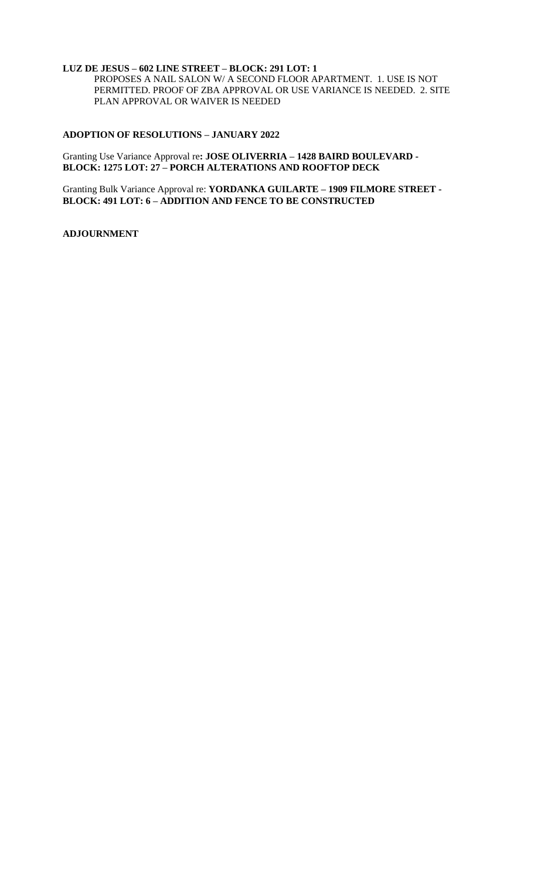**LUZ DE JESUS – 602 LINE STREET – BLOCK: 291 LOT: 1**

PROPOSES A NAIL SALON W/ A SECOND FLOOR APARTMENT. 1. USE IS NOT PERMITTED. PROOF OF ZBA APPROVAL OR USE VARIANCE IS NEEDED. 2. SITE PLAN APPROVAL OR WAIVER IS NEEDED

**ADOPTION OF RESOLUTIONS – JANUARY 2022**

Granting Use Variance Approval re**: JOSE OLIVERRIA – 1428 BAIRD BOULEVARD - BLOCK: 1275 LOT: 27 – PORCH ALTERATIONS AND ROOFTOP DECK**

Granting Bulk Variance Approval re: **YORDANKA GUILARTE – 1909 FILMORE STREET - BLOCK: 491 LOT: 6 – ADDITION AND FENCE TO BE CONSTRUCTED**

**ADJOURNMENT**